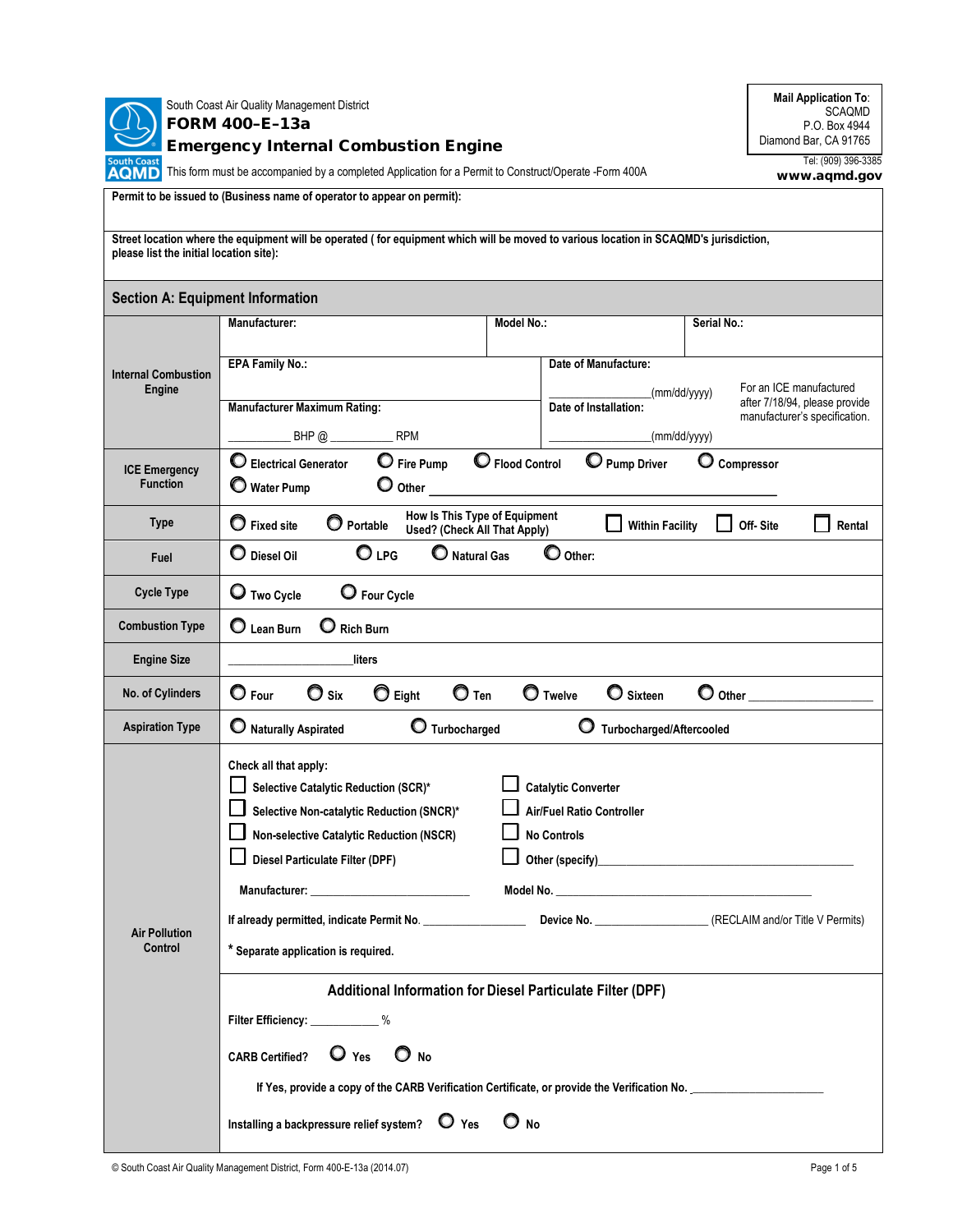South Coast Air Quality Management District

# FORM 400-E-13a

## Emergency Internal Combustion Engine

This form must be accompanied by a completed Application for a Permit to Construct/Operate -Form 400A

**Mail Application To:**
SCAQMD
P.O. Box 4944
Diamond Bar, CA 91765

Tel: (909) 396-3385
www.aqmd.gov

**Permit to be issued to (Business name of operator to appear on permit):**

**Street location where the equipment will be operated ( for equipment which will be moved to various location in SCAQMD's jurisdiction, please list the initial location site):**

## Section A: Equipment Information

| | |
|---|---|
| **Internal Combustion Engine** | **Manufacturer:** **Model No.:** **Serial No.:**<br>**EPA Family No.:** **Date of Manufacture:** ____________(mm/dd/yyyy)<br>**Manufacturer Maximum Rating:** __________ BHP @ __________ RPM<br>**Date of Installation:** ____________(mm/dd/yyyy)<br>For an ICE manufactured after 7/18/94, please provide manufacturer's specification. |
| **ICE Emergency Function** | ○ Electrical Generator ○ Fire Pump ○ Flood Control ○ Pump Driver ○ Compressor ○ Water Pump ○ Other ______________ |
| **Type** | ○ Fixed site ○ Portable — How Is This Type of Equipment Used? (Check All That Apply) ☐ Within Facility ☐ Off- Site ☐ Rental |
| **Fuel** | ○ Diesel Oil ○ LPG ○ Natural Gas ○ Other: |
| **Cycle Type** | ○ Two Cycle ○ Four Cycle |
| **Combustion Type** | ○ Lean Burn ○ Rich Burn |
| **Engine Size** | ______________ liters |
| **No. of Cylinders** | ○ Four ○ Six ○ Eight ○ Ten ○ Twelve ○ Sixteen ○ Other __________ |
| **Aspiration Type** | ○ Naturally Aspirated ○ Turbocharged ○ Turbocharged/Aftercooled |
| **Air Pollution Control** | Check all that apply:<br>☐ Selective Catalytic Reduction (SCR)* ☐ Catalytic Converter<br>☐ Selective Non-catalytic Reduction (SNCR)* ☐ Air/Fuel Ratio Controller<br>☐ Non-selective Catalytic Reduction (NSCR) ☐ No Controls<br>☐ Diesel Particulate Filter (DPF) ☐ Other (specify)______________<br>Manufacturer: ______________ Model No. ______________<br>If already permitted, indicate Permit No. __________ Device No. __________ (RECLAIM and/or Title V Permits)<br>* Separate application is required.<br><br>**Additional Information for Diesel Particulate Filter (DPF)**<br>Filter Efficiency: ________ %<br>CARB Certified? ○ Yes ○ No<br>If Yes, provide a copy of the CARB Verification Certificate, or provide the Verification No. ______________<br>Installing a backpressure relief system? ○ Yes ○ No |

© South Coast Air Quality Management District, Form 400-E-13a (2014.07)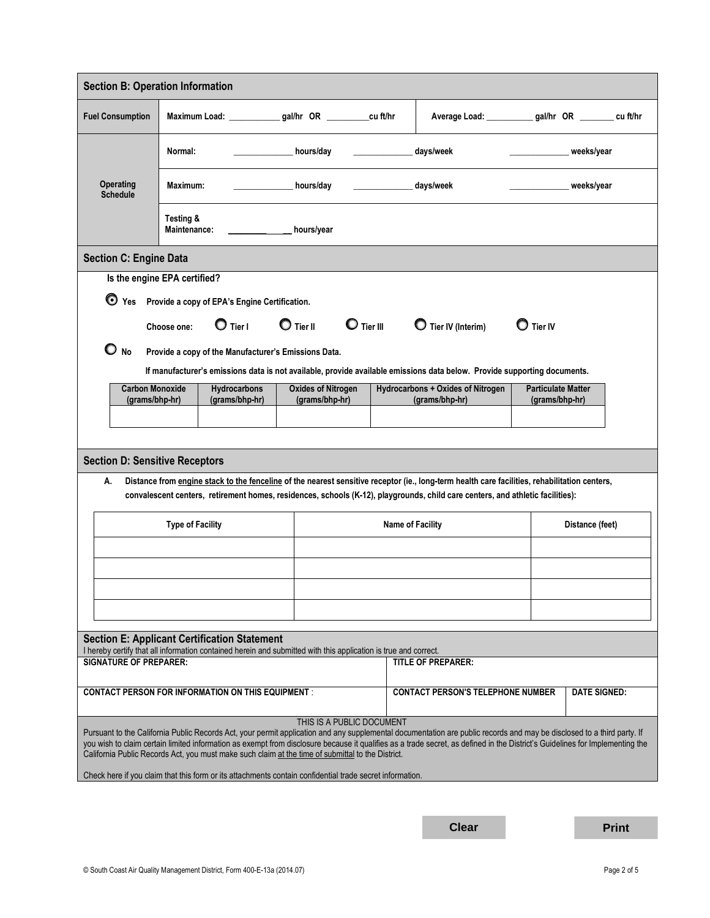## Section B: Operation Information

| Fuel Consumption | Maximum Load: ____________ gal/hr OR __________cu ft/hr | Average Load: ___________ gal/hr OR ________ cu ft/hr |
|---|---|---|

| Operating Schedule | | | | |
|---|---|---|---|---|
| | Normal: | ______________ hours/day | ______________ days/week | ______________ weeks/year |
| | Maximum: | ______________ hours/day | ______________ days/week | ______________ weeks/year |
| | Testing & Maintenance: | ______________ hours/year | | |

## Section C: Engine Data

**Is the engine EPA certified?**

◉ **Yes** Provide a copy of EPA's Engine Certification.

Choose one: ○ Tier I ○ Tier II ○ Tier III ○ Tier IV (Interim) ○ Tier IV

○ **No** Provide a copy of the Manufacturer's Emissions Data.

If manufacturer's emissions data is not available, provide available emissions data below. Provide supporting documents.

| Carbon Monoxide (grams/bhp-hr) | Hydrocarbons (grams/bhp-hr) | Oxides of Nitrogen (grams/bhp-hr) | Hydrocarbons + Oxides of Nitrogen (grams/bhp-hr) | Particulate Matter (grams/bhp-hr) |
|---|---|---|---|---|
| | | | | |

## Section D: Sensitive Receptors

A. Distance from engine stack to the fenceline of the nearest sensitive receptor (ie., long-term health care facilities, rehabilitation centers, convalescent centers, retirement homes, residences, schools (K-12), playgrounds, child care centers, and athletic facilities):

| Type of Facility | Name of Facility | Distance (feet) |
|---|---|---|
| | | |
| | | |
| | | |
| | | |

## Section E: Applicant Certification Statement

I hereby certify that all information contained herein and submitted with this application is true and correct.

| SIGNATURE OF PREPARER: | TITLE OF PREPARER: | |
|---|---|---|
| CONTACT PERSON FOR INFORMATION ON THIS EQUIPMENT: | CONTACT PERSON'S TELEPHONE NUMBER | DATE SIGNED: |

THIS IS A PUBLIC DOCUMENT

Pursuant to the California Public Records Act, your permit application and any supplemental documentation are public records and may be disclosed to a third party. If you wish to claim certain limited information as exempt from disclosure because it qualifies as a trade secret, as defined in the District's Guidelines for Implementing the California Public Records Act, you must make such claim at the time of submittal to the District.

Check here if you claim that this form or its attachments contain confidential trade secret information.

Clear Print

© South Coast Air Quality Management District, Form 400-E-13a (2014.07)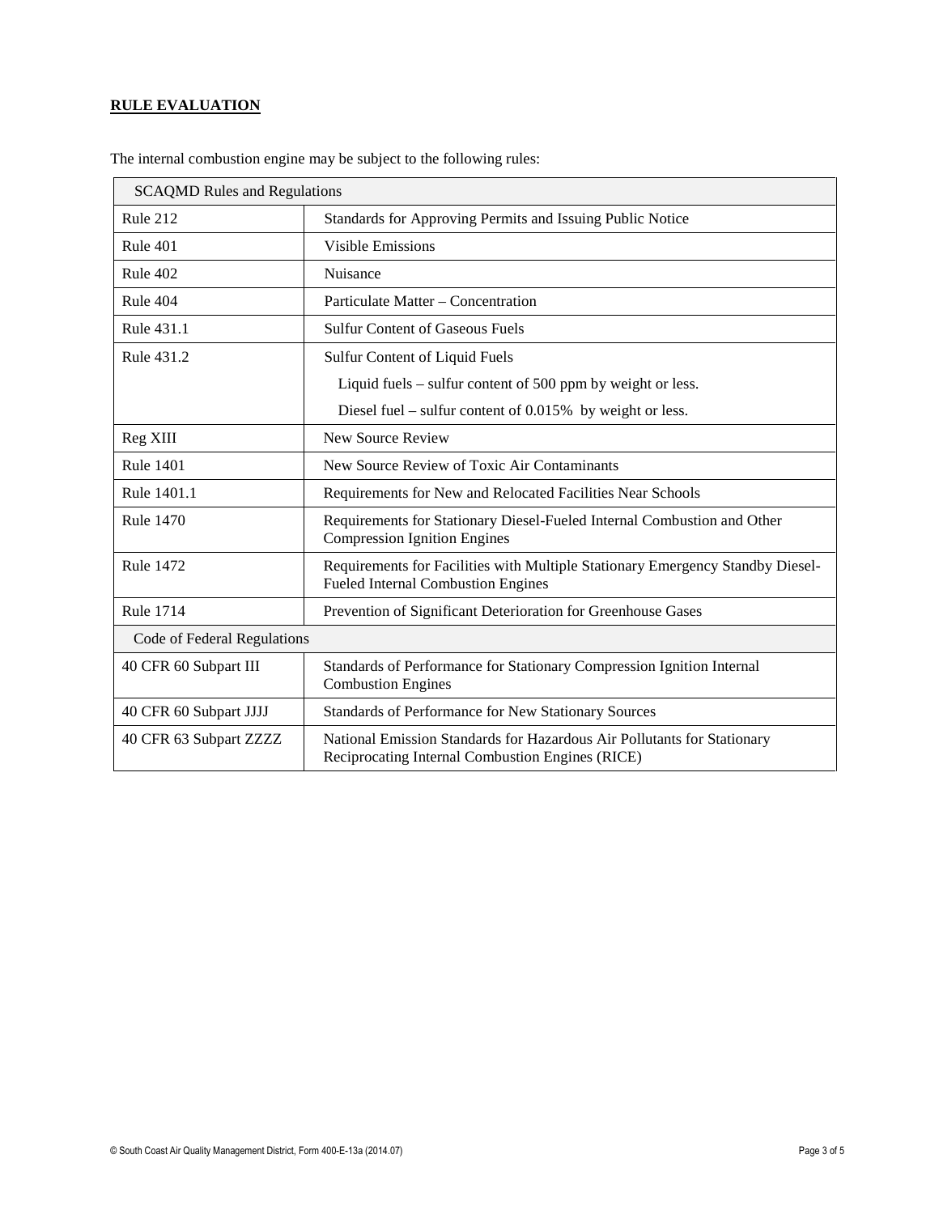**RULE EVALUATION**

The internal combustion engine may be subject to the following rules:

| SCAQMD Rules and Regulations | |
|---|---|
| Rule 212 | Standards for Approving Permits and Issuing Public Notice |
| Rule 401 | Visible Emissions |
| Rule 402 | Nuisance |
| Rule 404 | Particulate Matter – Concentration |
| Rule 431.1 | Sulfur Content of Gaseous Fuels |
| Rule 431.2 | Sulfur Content of Liquid Fuels<br>Liquid fuels – sulfur content of 500 ppm by weight or less.<br>Diesel fuel – sulfur content of 0.015% by weight or less. |
| Reg XIII | New Source Review |
| Rule 1401 | New Source Review of Toxic Air Contaminants |
| Rule 1401.1 | Requirements for New and Relocated Facilities Near Schools |
| Rule 1470 | Requirements for Stationary Diesel-Fueled Internal Combustion and Other Compression Ignition Engines |
| Rule 1472 | Requirements for Facilities with Multiple Stationary Emergency Standby Diesel-Fueled Internal Combustion Engines |
| Rule 1714 | Prevention of Significant Deterioration for Greenhouse Gases |
| **Code of Federal Regulations** | |
| 40 CFR 60 Subpart III | Standards of Performance for Stationary Compression Ignition Internal Combustion Engines |
| 40 CFR 60 Subpart JJJJ | Standards of Performance for New Stationary Sources |
| 40 CFR 63 Subpart ZZZZ | National Emission Standards for Hazardous Air Pollutants for Stationary Reciprocating Internal Combustion Engines (RICE) |

© South Coast Air Quality Management District, Form 400-E-13a (2014.07)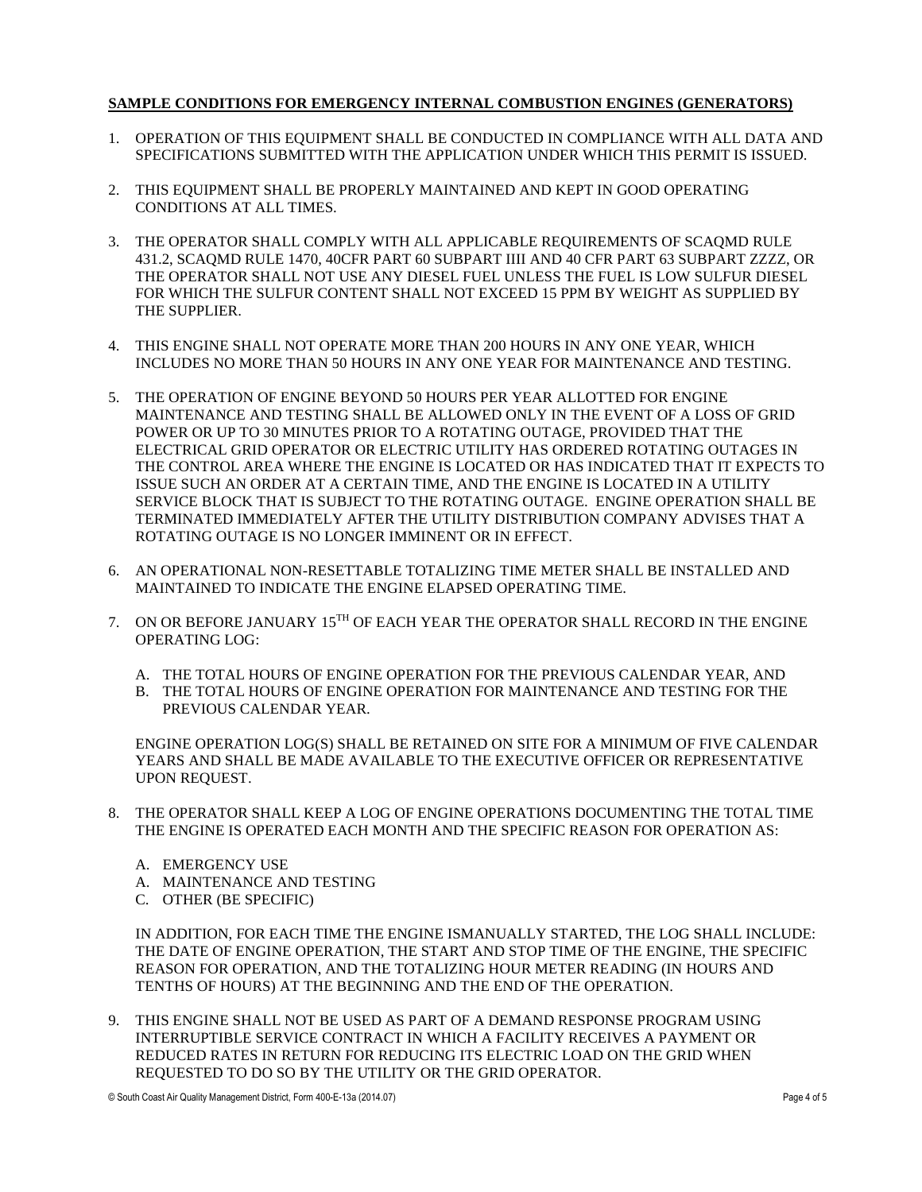**SAMPLE CONDITIONS FOR EMERGENCY INTERNAL COMBUSTION ENGINES (GENERATORS)**

1. OPERATION OF THIS EQUIPMENT SHALL BE CONDUCTED IN COMPLIANCE WITH ALL DATA AND SPECIFICATIONS SUBMITTED WITH THE APPLICATION UNDER WHICH THIS PERMIT IS ISSUED.

2. THIS EQUIPMENT SHALL BE PROPERLY MAINTAINED AND KEPT IN GOOD OPERATING CONDITIONS AT ALL TIMES.

3. THE OPERATOR SHALL COMPLY WITH ALL APPLICABLE REQUIREMENTS OF SCAQMD RULE 431.2, SCAQMD RULE 1470, 40CFR PART 60 SUBPART IIII AND 40 CFR PART 63 SUBPART ZZZZ, OR THE OPERATOR SHALL NOT USE ANY DIESEL FUEL UNLESS THE FUEL IS LOW SULFUR DIESEL FOR WHICH THE SULFUR CONTENT SHALL NOT EXCEED 15 PPM BY WEIGHT AS SUPPLIED BY THE SUPPLIER.

4. THIS ENGINE SHALL NOT OPERATE MORE THAN 200 HOURS IN ANY ONE YEAR, WHICH INCLUDES NO MORE THAN 50 HOURS IN ANY ONE YEAR FOR MAINTENANCE AND TESTING.

5. THE OPERATION OF ENGINE BEYOND 50 HOURS PER YEAR ALLOTTED FOR ENGINE MAINTENANCE AND TESTING SHALL BE ALLOWED ONLY IN THE EVENT OF A LOSS OF GRID POWER OR UP TO 30 MINUTES PRIOR TO A ROTATING OUTAGE, PROVIDED THAT THE ELECTRICAL GRID OPERATOR OR ELECTRIC UTILITY HAS ORDERED ROTATING OUTAGES IN THE CONTROL AREA WHERE THE ENGINE IS LOCATED OR HAS INDICATED THAT IT EXPECTS TO ISSUE SUCH AN ORDER AT A CERTAIN TIME, AND THE ENGINE IS LOCATED IN A UTILITY SERVICE BLOCK THAT IS SUBJECT TO THE ROTATING OUTAGE. ENGINE OPERATION SHALL BE TERMINATED IMMEDIATELY AFTER THE UTILITY DISTRIBUTION COMPANY ADVISES THAT A ROTATING OUTAGE IS NO LONGER IMMINENT OR IN EFFECT.

6. AN OPERATIONAL NON-RESETTABLE TOTALIZING TIME METER SHALL BE INSTALLED AND MAINTAINED TO INDICATE THE ENGINE ELAPSED OPERATING TIME.

7. ON OR BEFORE JANUARY 15TH OF EACH YEAR THE OPERATOR SHALL RECORD IN THE ENGINE OPERATING LOG:

   A. THE TOTAL HOURS OF ENGINE OPERATION FOR THE PREVIOUS CALENDAR YEAR, AND
   B. THE TOTAL HOURS OF ENGINE OPERATION FOR MAINTENANCE AND TESTING FOR THE PREVIOUS CALENDAR YEAR.

   ENGINE OPERATION LOG(S) SHALL BE RETAINED ON SITE FOR A MINIMUM OF FIVE CALENDAR YEARS AND SHALL BE MADE AVAILABLE TO THE EXECUTIVE OFFICER OR REPRESENTATIVE UPON REQUEST.

8. THE OPERATOR SHALL KEEP A LOG OF ENGINE OPERATIONS DOCUMENTING THE TOTAL TIME THE ENGINE IS OPERATED EACH MONTH AND THE SPECIFIC REASON FOR OPERATION AS:

   A. EMERGENCY USE
   A. MAINTENANCE AND TESTING
   C. OTHER (BE SPECIFIC)

   IN ADDITION, FOR EACH TIME THE ENGINE ISMANUALLY STARTED, THE LOG SHALL INCLUDE: THE DATE OF ENGINE OPERATION, THE START AND STOP TIME OF THE ENGINE, THE SPECIFIC REASON FOR OPERATION, AND THE TOTALIZING HOUR METER READING (IN HOURS AND TENTHS OF HOURS) AT THE BEGINNING AND THE END OF THE OPERATION.

9. THIS ENGINE SHALL NOT BE USED AS PART OF A DEMAND RESPONSE PROGRAM USING INTERRUPTIBLE SERVICE CONTRACT IN WHICH A FACILITY RECEIVES A PAYMENT OR REDUCED RATES IN RETURN FOR REDUCING ITS ELECTRIC LOAD ON THE GRID WHEN REQUESTED TO DO SO BY THE UTILITY OR THE GRID OPERATOR.

© South Coast Air Quality Management District, Form 400-E-13a (2014.07)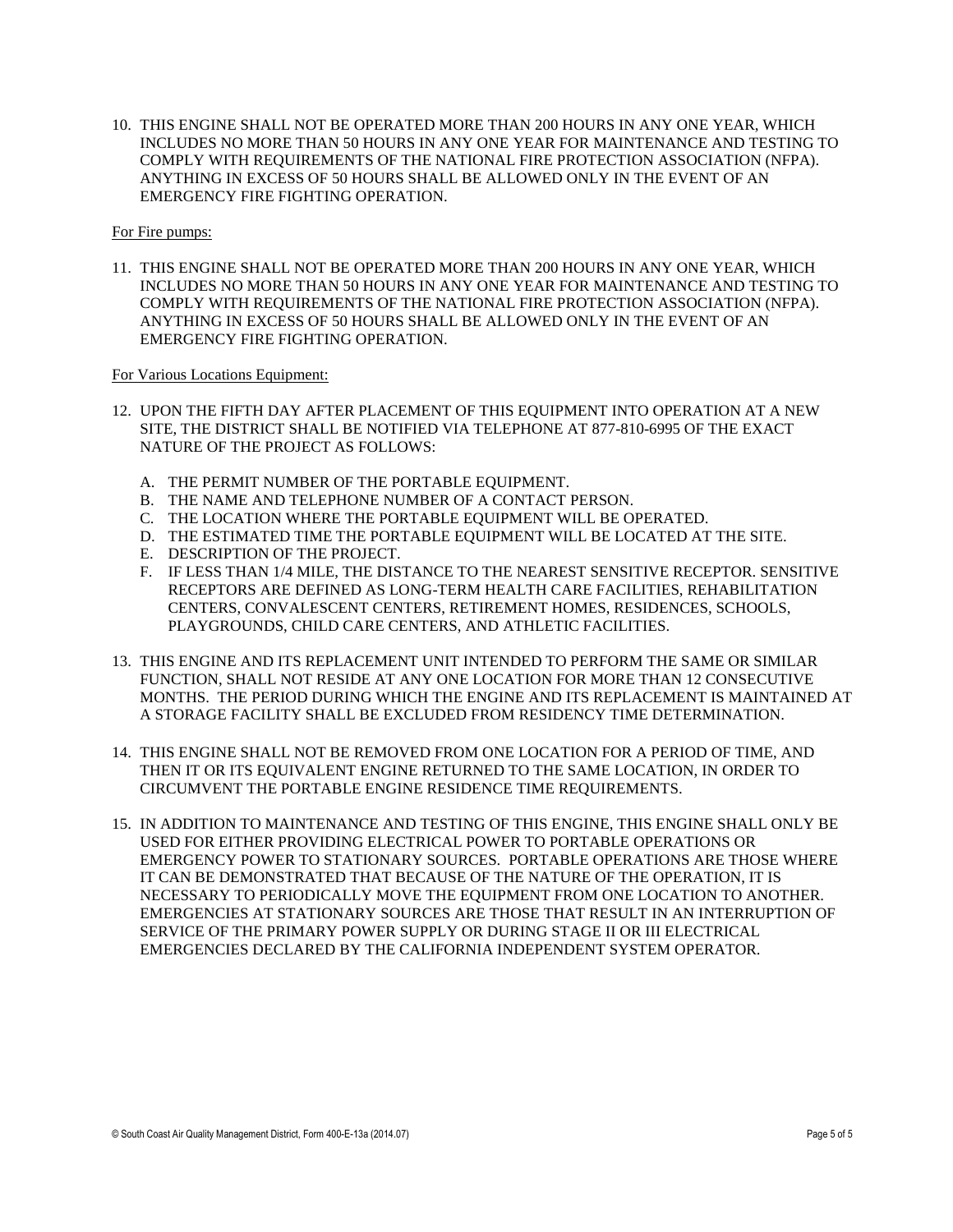10. THIS ENGINE SHALL NOT BE OPERATED MORE THAN 200 HOURS IN ANY ONE YEAR, WHICH INCLUDES NO MORE THAN 50 HOURS IN ANY ONE YEAR FOR MAINTENANCE AND TESTING TO COMPLY WITH REQUIREMENTS OF THE NATIONAL FIRE PROTECTION ASSOCIATION (NFPA). ANYTHING IN EXCESS OF 50 HOURS SHALL BE ALLOWED ONLY IN THE EVENT OF AN EMERGENCY FIRE FIGHTING OPERATION.

<u>For Fire pumps:</u>

11. THIS ENGINE SHALL NOT BE OPERATED MORE THAN 200 HOURS IN ANY ONE YEAR, WHICH INCLUDES NO MORE THAN 50 HOURS IN ANY ONE YEAR FOR MAINTENANCE AND TESTING TO COMPLY WITH REQUIREMENTS OF THE NATIONAL FIRE PROTECTION ASSOCIATION (NFPA). ANYTHING IN EXCESS OF 50 HOURS SHALL BE ALLOWED ONLY IN THE EVENT OF AN EMERGENCY FIRE FIGHTING OPERATION.

<u>For Various Locations Equipment:</u>

12. UPON THE FIFTH DAY AFTER PLACEMENT OF THIS EQUIPMENT INTO OPERATION AT A NEW SITE, THE DISTRICT SHALL BE NOTIFIED VIA TELEPHONE AT 877-810-6995 OF THE EXACT NATURE OF THE PROJECT AS FOLLOWS:

    A. THE PERMIT NUMBER OF THE PORTABLE EQUIPMENT.
    B. THE NAME AND TELEPHONE NUMBER OF A CONTACT PERSON.
    C. THE LOCATION WHERE THE PORTABLE EQUIPMENT WILL BE OPERATED.
    D. THE ESTIMATED TIME THE PORTABLE EQUIPMENT WILL BE LOCATED AT THE SITE.
    E. DESCRIPTION OF THE PROJECT.
    F. IF LESS THAN 1/4 MILE, THE DISTANCE TO THE NEAREST SENSITIVE RECEPTOR. SENSITIVE RECEPTORS ARE DEFINED AS LONG-TERM HEALTH CARE FACILITIES, REHABILITATION CENTERS, CONVALESCENT CENTERS, RETIREMENT HOMES, RESIDENCES, SCHOOLS, PLAYGROUNDS, CHILD CARE CENTERS, AND ATHLETIC FACILITIES.

13. THIS ENGINE AND ITS REPLACEMENT UNIT INTENDED TO PERFORM THE SAME OR SIMILAR FUNCTION, SHALL NOT RESIDE AT ANY ONE LOCATION FOR MORE THAN 12 CONSECUTIVE MONTHS. THE PERIOD DURING WHICH THE ENGINE AND ITS REPLACEMENT IS MAINTAINED AT A STORAGE FACILITY SHALL BE EXCLUDED FROM RESIDENCY TIME DETERMINATION.

14. THIS ENGINE SHALL NOT BE REMOVED FROM ONE LOCATION FOR A PERIOD OF TIME, AND THEN IT OR ITS EQUIVALENT ENGINE RETURNED TO THE SAME LOCATION, IN ORDER TO CIRCUMVENT THE PORTABLE ENGINE RESIDENCE TIME REQUIREMENTS.

15. IN ADDITION TO MAINTENANCE AND TESTING OF THIS ENGINE, THIS ENGINE SHALL ONLY BE USED FOR EITHER PROVIDING ELECTRICAL POWER TO PORTABLE OPERATIONS OR EMERGENCY POWER TO STATIONARY SOURCES. PORTABLE OPERATIONS ARE THOSE WHERE IT CAN BE DEMONSTRATED THAT BECAUSE OF THE NATURE OF THE OPERATION, IT IS NECESSARY TO PERIODICALLY MOVE THE EQUIPMENT FROM ONE LOCATION TO ANOTHER. EMERGENCIES AT STATIONARY SOURCES ARE THOSE THAT RESULT IN AN INTERRUPTION OF SERVICE OF THE PRIMARY POWER SUPPLY OR DURING STAGE II OR III ELECTRICAL EMERGENCIES DECLARED BY THE CALIFORNIA INDEPENDENT SYSTEM OPERATOR.